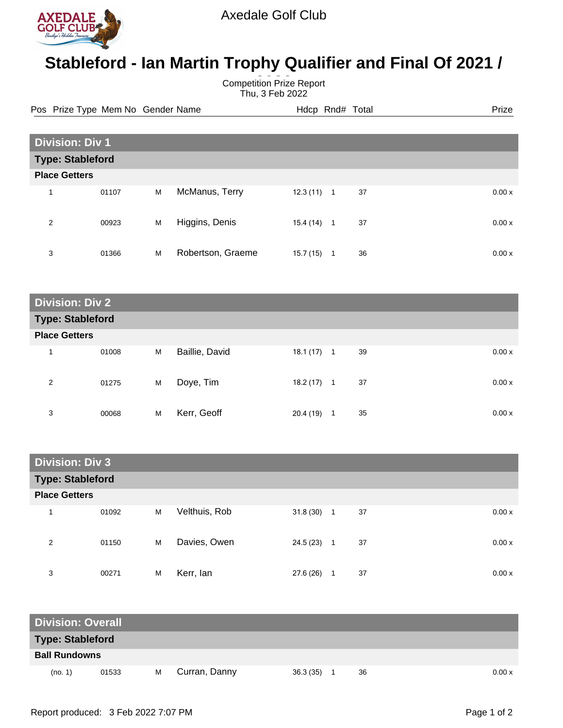Axedale Golf Club

# Stableford - Ian Martin Trophy Qualifier and Final Of 2021 / 2022

Competition Prize Report
Thu, 3 Feb 2022

| Pos | Prize Type | Mem No | Gender | Name | Hdcp | Rnd# | Total | Prize |
|---|---|---|---|---|---|---|---|---|
| **Division: Div 1** | | | | | | | | |
| **Type: Stableford** | | | | | | | | |
| **Place Getters** | | | | | | | | |
| 1 | | 01107 | M | McManus, Terry | 12.3 (11) | 1 | 37 | 0.00 x |
| 2 | | 00923 | M | Higgins, Denis | 15.4 (14) | 1 | 37 | 0.00 x |
| 3 | | 01366 | M | Robertson, Graeme | 15.7 (15) | 1 | 36 | 0.00 x |
| **Division: Div 2** | | | | | | | | |
| **Type: Stableford** | | | | | | | | |
| **Place Getters** | | | | | | | | |
| 1 | | 01008 | M | Baillie, David | 18.1 (17) | 1 | 39 | 0.00 x |
| 2 | | 01275 | M | Doye, Tim | 18.2 (17) | 1 | 37 | 0.00 x |
| 3 | | 00068 | M | Kerr, Geoff | 20.4 (19) | 1 | 35 | 0.00 x |
| **Division: Div 3** | | | | | | | | |
| **Type: Stableford** | | | | | | | | |
| **Place Getters** | | | | | | | | |
| 1 | | 01092 | M | Velthuis, Rob | 31.8 (30) | 1 | 37 | 0.00 x |
| 2 | | 01150 | M | Davies, Owen | 24.5 (23) | 1 | 37 | 0.00 x |
| 3 | | 00271 | M | Kerr, Ian | 27.6 (26) | 1 | 37 | 0.00 x |
| **Division: Overall** | | | | | | | | |
| **Type: Stableford** | | | | | | | | |
| **Ball Rundowns** | | | | | | | | |
| (no. 1) | | 01533 | M | Curran, Danny | 36.3 (35) | 1 | 36 | 0.00 x |

Report produced: 3 Feb 2022 7:07 PM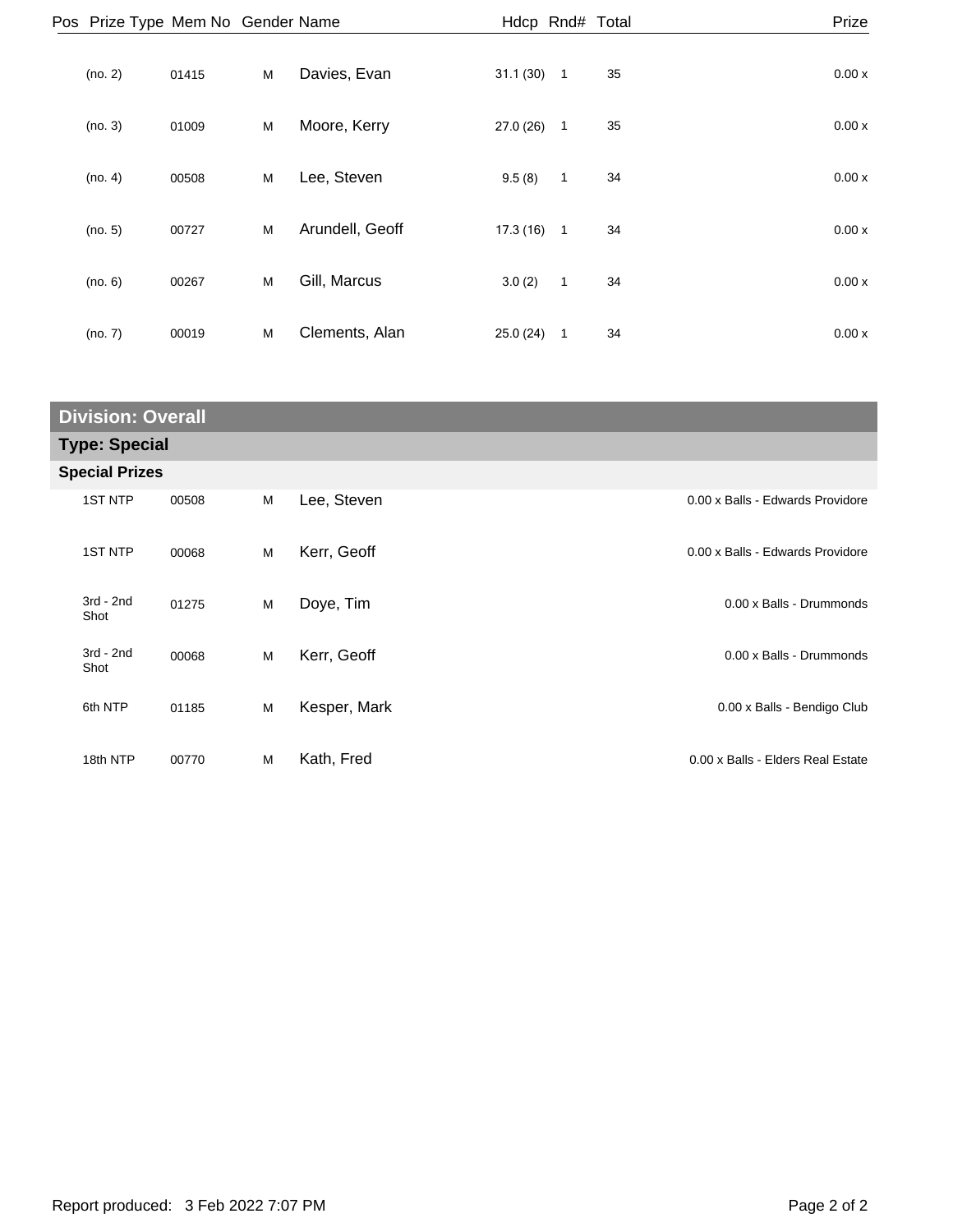| Pos | Prize Type | Mem No | Gender | Name | Hdcp | Rnd# | Total | Prize |
|---|---|---|---|---|---|---|---|---|
| | (no. 2) | 01415 | M | Davies, Evan | 31.1 (30) | 1 | 35 | 0.00 x |
| | (no. 3) | 01009 | M | Moore, Kerry | 27.0 (26) | 1 | 35 | 0.00 x |
| | (no. 4) | 00508 | M | Lee, Steven | 9.5 (8) | 1 | 34 | 0.00 x |
| | (no. 5) | 00727 | M | Arundell, Geoff | 17.3 (16) | 1 | 34 | 0.00 x |
| | (no. 6) | 00267 | M | Gill, Marcus | 3.0 (2) | 1 | 34 | 0.00 x |
| | (no. 7) | 00019 | M | Clements, Alan | 25.0 (24) | 1 | 34 | 0.00 x |

## Division: Overall

### Type: Special

#### Special Prizes

| Prize Type | Mem No | Gender | Name | Prize |
|---|---|---|---|---|
| 1ST NTP | 00508 | M | Lee, Steven | 0.00 x Balls - Edwards Providore |
| 1ST NTP | 00068 | M | Kerr, Geoff | 0.00 x Balls - Edwards Providore |
| 3rd - 2nd Shot | 01275 | M | Doye, Tim | 0.00 x Balls - Drummonds |
| 3rd - 2nd Shot | 00068 | M | Kerr, Geoff | 0.00 x Balls - Drummonds |
| 6th NTP | 01185 | M | Kesper, Mark | 0.00 x Balls - Bendigo Club |
| 18th NTP | 00770 | M | Kath, Fred | 0.00 x Balls - Elders Real Estate |

Report produced: 3 Feb 2022 7:07 PM